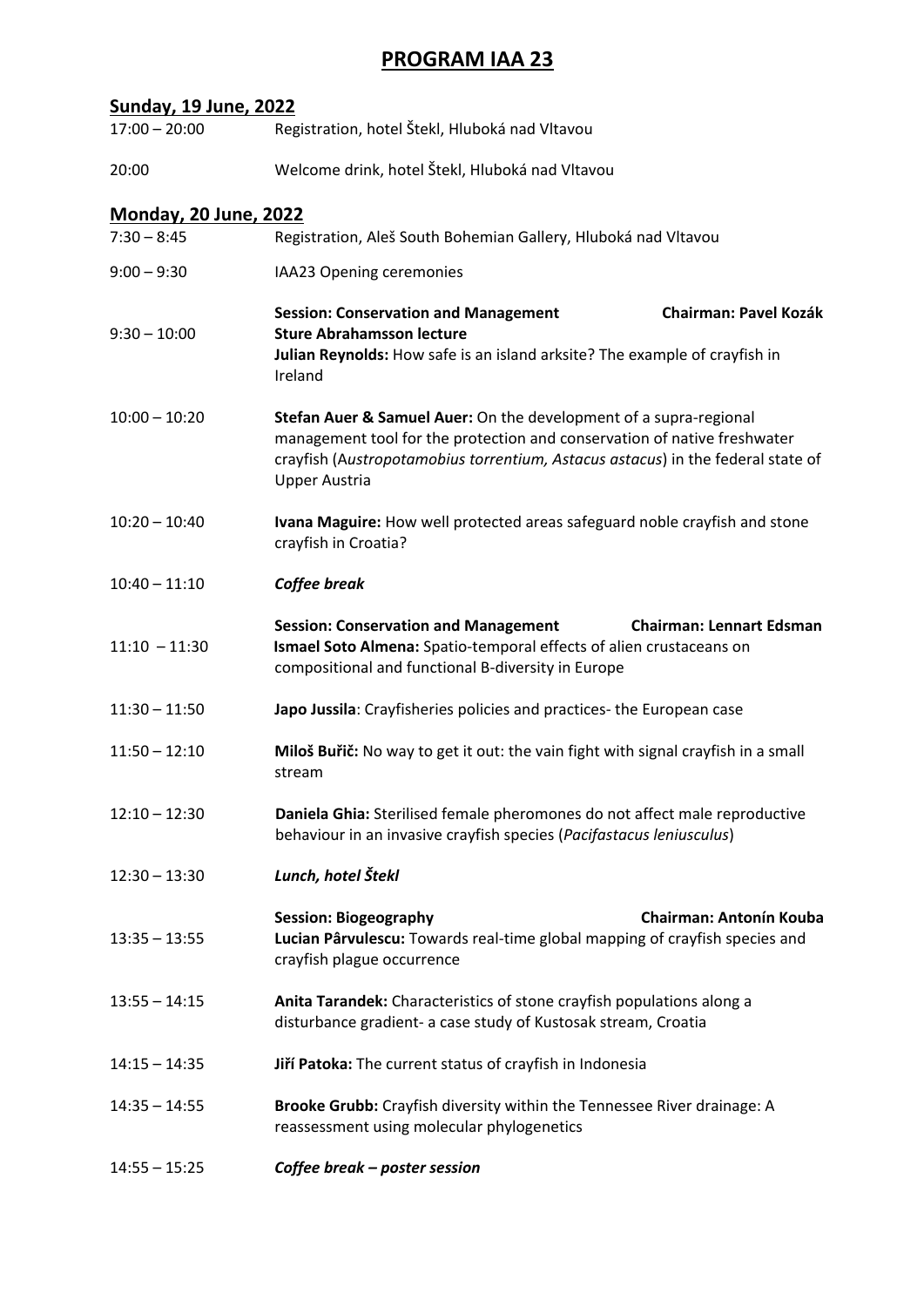# PROGRAM IAA 23

## Sunday, 19 June, 2022

17:00 – 20:00 Registration, hotel Štekl, Hluboká nad Vltavou

20:00 Welcome drink, hotel Štekl, Hluboká nad Vltavou

## Monday, 20 June, 2022

7:30 – 8:45 Registration, Aleš South Bohemian Gallery, Hluboká nad Vltavou

9:00 – 9:30 IAA23 Opening ceremonies

**Session: Conservation and Management** **Chairman: Pavel Kozák**

9:30 – 10:00 **Sture Abrahamsson lecture**
**Julian Reynolds:** How safe is an island arksite? The example of crayfish in Ireland

10:00 – 10:20 **Stefan Auer & Samuel Auer:** On the development of a supra-regional management tool for the protection and conservation of native freshwater crayfish (*Austropotamobius torrentium, Astacus astacus*) in the federal state of Upper Austria

10:20 – 10:40 **Ivana Maguire:** How well protected areas safeguard noble crayfish and stone crayfish in Croatia?

10:40 – 11:10 ***Coffee break***

**Session: Conservation and Management** **Chairman: Lennart Edsman**

11:10 – 11:30 **Ismael Soto Almena:** Spatio-temporal effects of alien crustaceans on compositional and functional B-diversity in Europe

11:30 – 11:50 **Japo Jussila**: Crayfisheries policies and practices- the European case

11:50 – 12:10 **Miloš Buřič:** No way to get it out: the vain fight with signal crayfish in a small stream

12:10 – 12:30 **Daniela Ghia:** Sterilised female pheromones do not affect male reproductive behaviour in an invasive crayfish species (*Pacifastacus leniusculus*)

12:30 – 13:30 ***Lunch, hotel Štekl***

**Session: Biogeography** **Chairman: Antonín Kouba**

13:35 – 13:55 **Lucian Pârvulescu:** Towards real-time global mapping of crayfish species and crayfish plague occurrence

13:55 – 14:15 **Anita Tarandek:** Characteristics of stone crayfish populations along a disturbance gradient- a case study of Kustosak stream, Croatia

14:15 – 14:35 **Jiří Patoka:** The current status of crayfish in Indonesia

14:35 – 14:55 **Brooke Grubb:** Crayfish diversity within the Tennessee River drainage: A reassessment using molecular phylogenetics

14:55 – 15:25 ***Coffee break – poster session***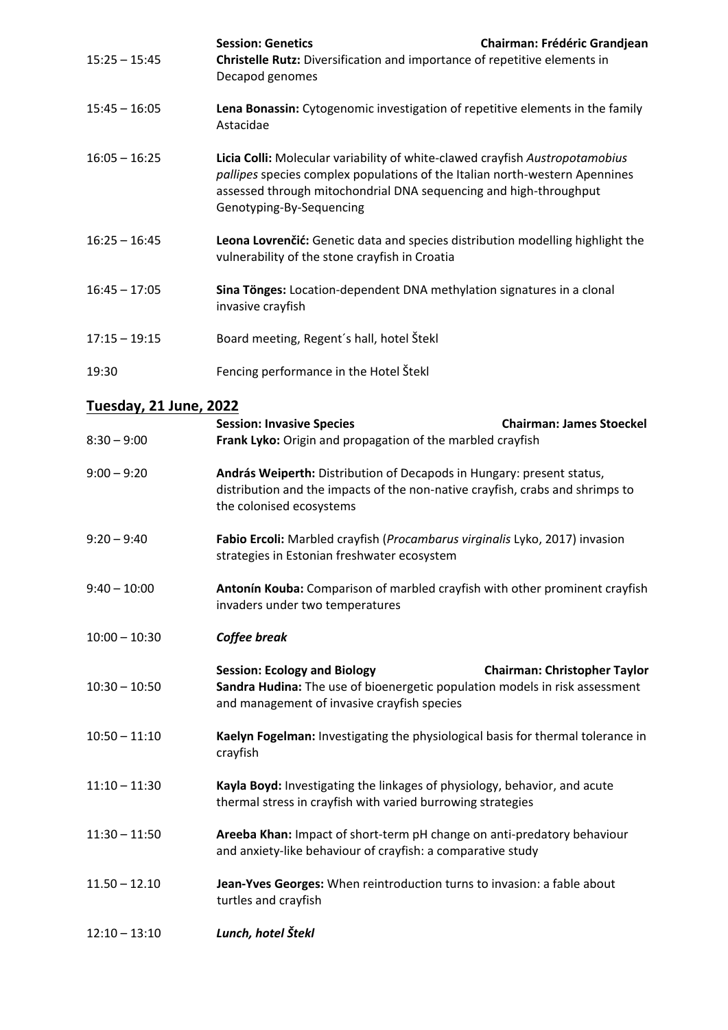| | **Session: Genetics** **Chairman: Frédéric Grandjean** |
|---|---|
| 15:25 – 15:45 | **Christelle Rutz:** Diversification and importance of repetitive elements in Decapod genomes |
| 15:45 – 16:05 | **Lena Bonassin:** Cytogenomic investigation of repetitive elements in the family Astacidae |
| 16:05 – 16:25 | **Licia Colli:** Molecular variability of white-clawed crayfish *Austropotamobius pallipes* species complex populations of the Italian north-western Apennines assessed through mitochondrial DNA sequencing and high-throughput Genotyping-By-Sequencing |
| 16:25 – 16:45 | **Leona Lovrenčić:** Genetic data and species distribution modelling highlight the vulnerability of the stone crayfish in Croatia |
| 16:45 – 17:05 | **Sina Tönges:** Location-dependent DNA methylation signatures in a clonal invasive crayfish |
| 17:15 – 19:15 | Board meeting, Regent´s hall, hotel Štekl |
| 19:30 | Fencing performance in the Hotel Štekl |

## Tuesday, 21 June, 2022

| | **Session: Invasive Species** **Chairman: James Stoeckel** |
|---|---|
| 8:30 – 9:00 | **Frank Lyko:** Origin and propagation of the marbled crayfish |
| 9:00 – 9:20 | **András Weiperth:** Distribution of Decapods in Hungary: present status, distribution and the impacts of the non-native crayfish, crabs and shrimps to the colonised ecosystems |
| 9:20 – 9:40 | **Fabio Ercoli:** Marbled crayfish (*Procambarus virginalis* Lyko, 2017) invasion strategies in Estonian freshwater ecosystem |
| 9:40 – 10:00 | **Antonín Kouba:** Comparison of marbled crayfish with other prominent crayfish invaders under two temperatures |
| 10:00 – 10:30 | ***Coffee break*** |
| | **Session: Ecology and Biology** **Chairman: Christopher Taylor** |
| 10:30 – 10:50 | **Sandra Hudina:** The use of bioenergetic population models in risk assessment and management of invasive crayfish species |
| 10:50 – 11:10 | **Kaelyn Fogelman:** Investigating the physiological basis for thermal tolerance in crayfish |
| 11:10 – 11:30 | **Kayla Boyd:** Investigating the linkages of physiology, behavior, and acute thermal stress in crayfish with varied burrowing strategies |
| 11:30 – 11:50 | **Areeba Khan:** Impact of short-term pH change on anti-predatory behaviour and anxiety-like behaviour of crayfish: a comparative study |
| 11.50 – 12.10 | **Jean-Yves Georges:** When reintroduction turns to invasion: a fable about turtles and crayfish |
| 12:10 – 13:10 | ***Lunch, hotel Štekl*** |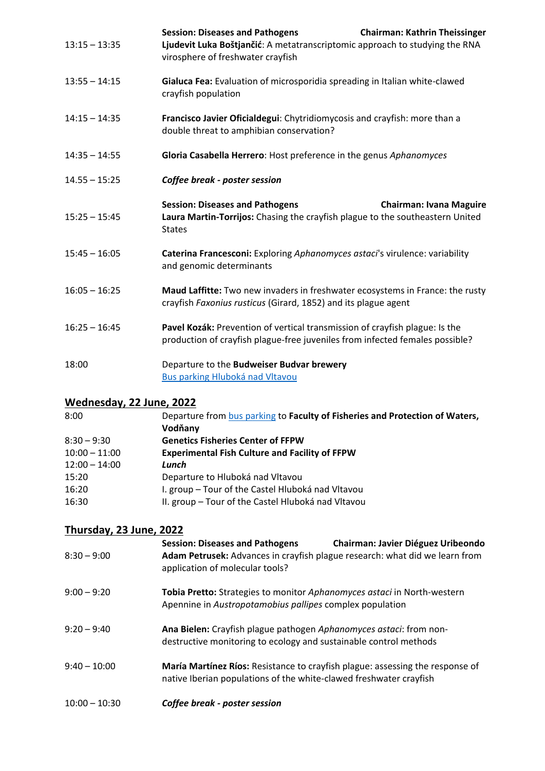| | |
|---|---|
| | **Session: Diseases and Pathogens** **Chairman: Kathrin Theissinger** |
| 13:15 – 13:35 | **Ljudevit Luka Boštjančić**: A metatranscriptomic approach to studying the RNA virosphere of freshwater crayfish |
| 13:55 – 14:15 | **Gialuca Fea:** Evaluation of microsporidia spreading in Italian white-clawed crayfish population |
| 14:15 – 14:35 | **Francisco Javier Oficialdegui**: Chytridiomycosis and crayfish: more than a double threat to amphibian conservation? |
| 14:35 – 14:55 | **Gloria Casabella Herrero**: Host preference in the genus *Aphanomyces* |
| 14.55 – 15:25 | ***Coffee break - poster session*** |
| | **Session: Diseases and Pathogens** **Chairman: Ivana Maguire** |
| 15:25 – 15:45 | **Laura Martin-Torrijos:** Chasing the crayfish plague to the southeastern United States |
| 15:45 – 16:05 | **Caterina Francesconi:** Exploring *Aphanomyces astaci*'s virulence: variability and genomic determinants |
| 16:05 – 16:25 | **Maud Laffitte:** Two new invaders in freshwater ecosystems in France: the rusty crayfish *Faxonius rusticus* (Girard, 1852) and its plague agent |
| 16:25 – 16:45 | **Pavel Kozák:** Prevention of vertical transmission of crayfish plague: Is the production of crayfish plague-free juveniles from infected females possible? |
| 18:00 | Departure to the **Budweiser Budvar brewery** [Bus parking Hluboká nad Vltavou] |

## Wednesday, 22 June, 2022

| | |
|---|---|
| 8:00 | Departure from [bus parking] to **Faculty of Fisheries and Protection of Waters, Vodňany** |
| 8:30 – 9:30 | **Genetics Fisheries Center of FFPW** |
| 10:00 – 11:00 | **Experimental Fish Culture and Facility of FFPW** |
| 12:00 – 14:00 | ***Lunch*** |
| 15:20 | Departure to Hluboká nad Vltavou |
| 16:20 | I. group – Tour of the Castel Hluboká nad Vltavou |
| 16:30 | II. group – Tour of the Castel Hluboká nad Vltavou |

## Thursday, 23 June, 2022

| | |
|---|---|
| | **Session: Diseases and Pathogens** **Chairman: Javier Diéguez Uribeondo** |
| 8:30 – 9:00 | **Adam Petrusek:** Advances in crayfish plague research: what did we learn from application of molecular tools? |
| 9:00 – 9:20 | **Tobia Pretto:** Strategies to monitor *Aphanomyces astaci* in North-western Apennine in *Austropotamobius pallipes* complex population |
| 9:20 – 9:40 | **Ana Bielen:** Crayfish plague pathogen *Aphanomyces astaci*: from non-destructive monitoring to ecology and sustainable control methods |
| 9:40 – 10:00 | **María Martínez Ríos:** Resistance to crayfish plague: assessing the response of native Iberian populations of the white-clawed freshwater crayfish |
| 10:00 – 10:30 | ***Coffee break - poster session*** |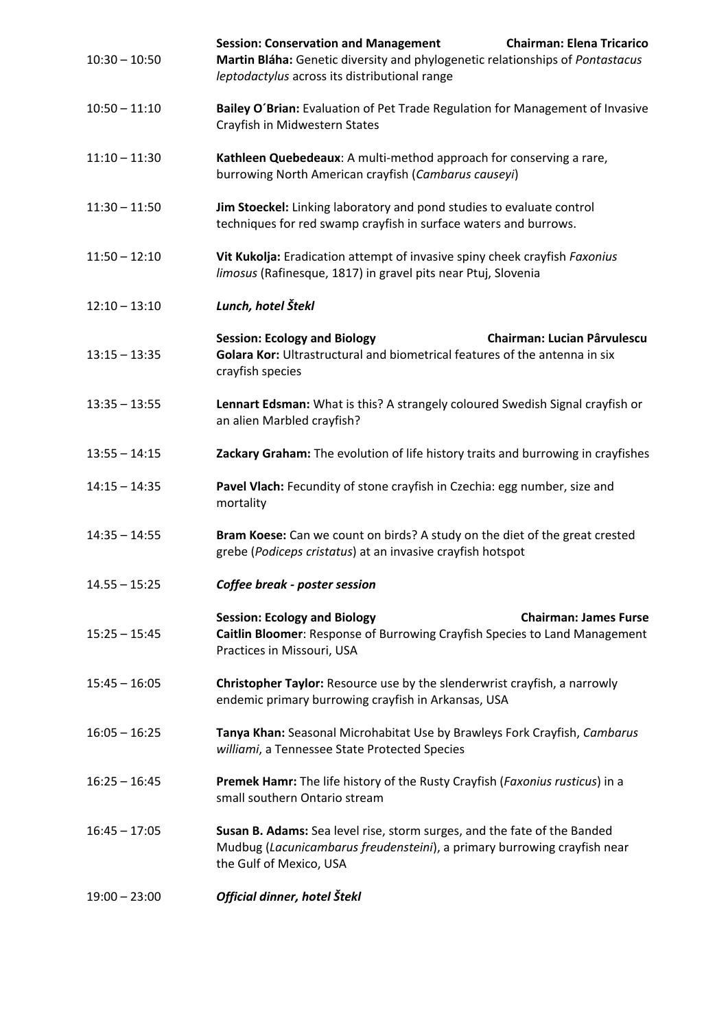| | |
|---|---|
| | **Session: Conservation and Management** **Chairman: Elena Tricarico** |
| 10:30 – 10:50 | **Martin Bláha:** Genetic diversity and phylogenetic relationships of *Pontastacus leptodactylus* across its distributional range |
| 10:50 – 11:10 | **Bailey O´Brian:** Evaluation of Pet Trade Regulation for Management of Invasive Crayfish in Midwestern States |
| 11:10 – 11:30 | **Kathleen Quebedeaux**: A multi-method approach for conserving a rare, burrowing North American crayfish (*Cambarus causeyi*) |
| 11:30 – 11:50 | **Jim Stoeckel:** Linking laboratory and pond studies to evaluate control techniques for red swamp crayfish in surface waters and burrows. |
| 11:50 – 12:10 | **Vit Kukolja:** Eradication attempt of invasive spiny cheek crayfish *Faxonius limosus* (Rafinesque, 1817) in gravel pits near Ptuj, Slovenia |
| 12:10 – 13:10 | ***Lunch, hotel Štekl*** |
| | **Session: Ecology and Biology** **Chairman: Lucian Pârvulescu** |
| 13:15 – 13:35 | **Golara Kor:** Ultrastructural and biometrical features of the antenna in six crayfish species |
| 13:35 – 13:55 | **Lennart Edsman:** What is this? A strangely coloured Swedish Signal crayfish or an alien Marbled crayfish? |
| 13:55 – 14:15 | **Zackary Graham:** The evolution of life history traits and burrowing in crayfishes |
| 14:15 – 14:35 | **Pavel Vlach:** Fecundity of stone crayfish in Czechia: egg number, size and mortality |
| 14:35 – 14:55 | **Bram Koese:** Can we count on birds? A study on the diet of the great crested grebe (*Podiceps cristatus*) at an invasive crayfish hotspot |
| 14.55 – 15:25 | ***Coffee break - poster session*** |
| | **Session: Ecology and Biology** **Chairman: James Furse** |
| 15:25 – 15:45 | **Caitlin Bloomer**: Response of Burrowing Crayfish Species to Land Management Practices in Missouri, USA |
| 15:45 – 16:05 | **Christopher Taylor:** Resource use by the slenderwrist crayfish, a narrowly endemic primary burrowing crayfish in Arkansas, USA |
| 16:05 – 16:25 | **Tanya Khan:** Seasonal Microhabitat Use by Brawleys Fork Crayfish, *Cambarus williami*, a Tennessee State Protected Species |
| 16:25 – 16:45 | **Premek Hamr:** The life history of the Rusty Crayfish (*Faxonius rusticus*) in a small southern Ontario stream |
| 16:45 – 17:05 | **Susan B. Adams:** Sea level rise, storm surges, and the fate of the Banded Mudbug (*Lacunicambarus freudensteini*), a primary burrowing crayfish near the Gulf of Mexico, USA |
| 19:00 – 23:00 | ***Official dinner, hotel Štekl*** |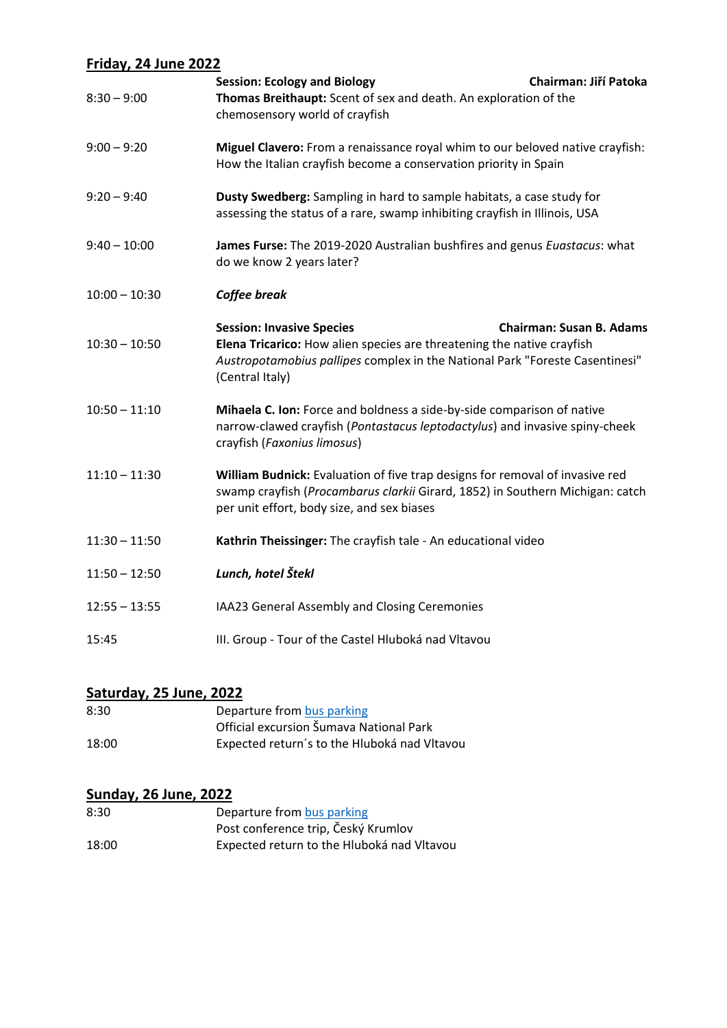## Friday, 24 June 2022

| | |
|---|---|
| | **Session: Ecology and Biology** **Chairman: Jiří Patoka** |
| 8:30 – 9:00 | **Thomas Breithaupt:** Scent of sex and death. An exploration of the chemosensory world of crayfish |
| 9:00 – 9:20 | **Miguel Clavero:** From a renaissance royal whim to our beloved native crayfish: How the Italian crayfish become a conservation priority in Spain |
| 9:20 – 9:40 | **Dusty Swedberg:** Sampling in hard to sample habitats, a case study for assessing the status of a rare, swamp inhibiting crayfish in Illinois, USA |
| 9:40 – 10:00 | **James Furse:** The 2019-2020 Australian bushfires and genus *Euastacus*: what do we know 2 years later? |
| 10:00 – 10:30 | ***Coffee break*** |
| | **Session: Invasive Species** **Chairman: Susan B. Adams** |
| 10:30 – 10:50 | **Elena Tricarico:** How alien species are threatening the native crayfish *Austropotamobius pallipes* complex in the National Park "Foreste Casentinesi" (Central Italy) |
| 10:50 – 11:10 | **Mihaela C. Ion:** Force and boldness a side-by-side comparison of native narrow-clawed crayfish (*Pontastacus leptodactylus*) and invasive spiny-cheek crayfish (*Faxonius limosus*) |
| 11:10 – 11:30 | **William Budnick:** Evaluation of five trap designs for removal of invasive red swamp crayfish (*Procambarus clarkii* Girard, 1852) in Southern Michigan: catch per unit effort, body size, and sex biases |
| 11:30 – 11:50 | **Kathrin Theissinger:** The crayfish tale - An educational video |
| 11:50 – 12:50 | ***Lunch, hotel Štekl*** |
| 12:55 – 13:55 | IAA23 General Assembly and Closing Ceremonies |
| 15:45 | III. Group - Tour of the Castel Hluboká nad Vltavou |

## Saturday, 25 June, 2022

| | |
|---|---|
| 8:30 | Departure from bus parking |
| | Official excursion Šumava National Park |
| 18:00 | Expected return´s to the Hluboká nad Vltavou |

## Sunday, 26 June, 2022

| | |
|---|---|
| 8:30 | Departure from bus parking |
| | Post conference trip, Český Krumlov |
| 18:00 | Expected return to the Hluboká nad Vltavou |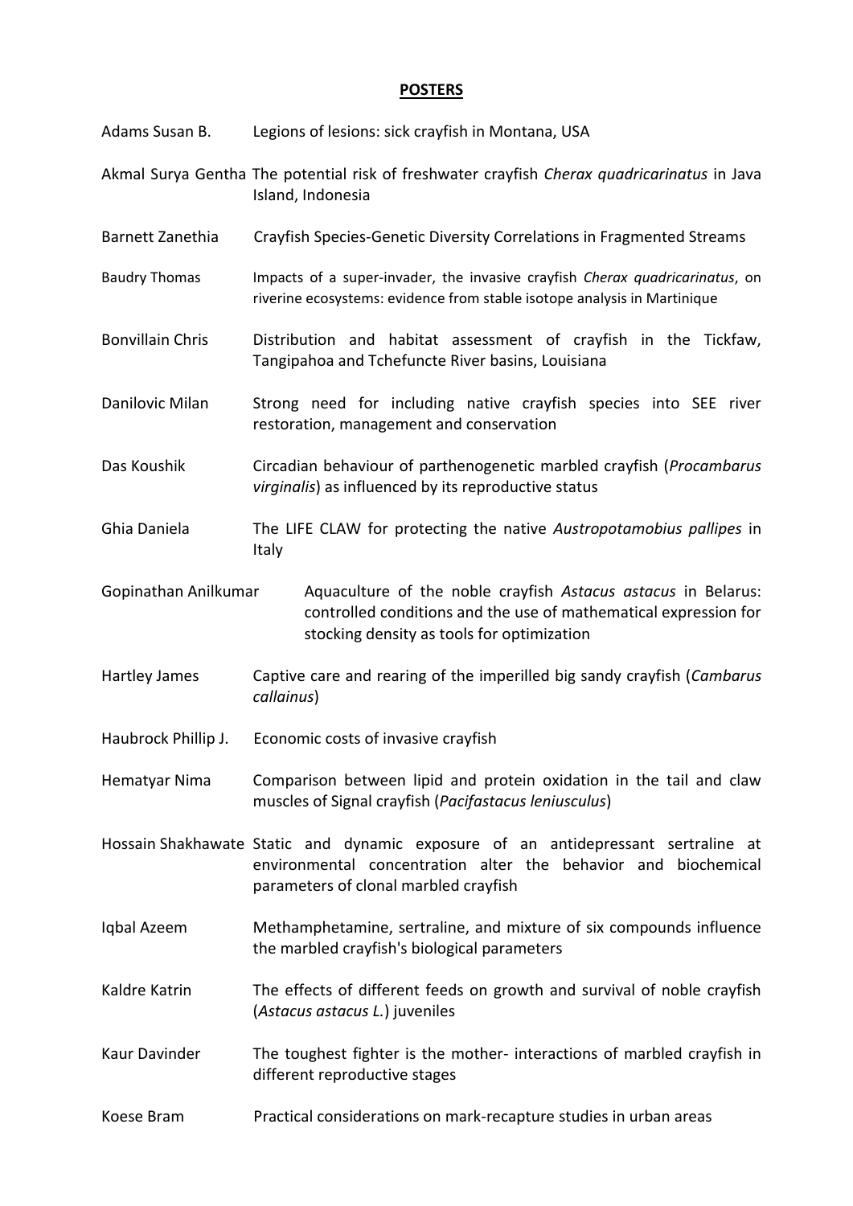## POSTERS

| | |
|---|---|
| Adams Susan B. | Legions of lesions: sick crayfish in Montana, USA |
| Akmal Surya Gentha | The potential risk of freshwater crayfish *Cherax quadricarinatus* in Java Island, Indonesia |
| Barnett Zanethia | Crayfish Species-Genetic Diversity Correlations in Fragmented Streams |
| Baudry Thomas | Impacts of a super-invader, the invasive crayfish *Cherax quadricarinatus*, on riverine ecosystems: evidence from stable isotope analysis in Martinique |
| Bonvillain Chris | Distribution and habitat assessment of crayfish in the Tickfaw, Tangipahoa and Tchefuncte River basins, Louisiana |
| Danilovic Milan | Strong need for including native crayfish species into SEE river restoration, management and conservation |
| Das Koushik | Circadian behaviour of parthenogenetic marbled crayfish (*Procambarus virginalis*) as influenced by its reproductive status |
| Ghia Daniela | The LIFE CLAW for protecting the native *Austropotamobius pallipes* in Italy |
| Gopinathan Anilkumar | Aquaculture of the noble crayfish *Astacus astacus* in Belarus: controlled conditions and the use of mathematical expression for stocking density as tools for optimization |
| Hartley James | Captive care and rearing of the imperilled big sandy crayfish (*Cambarus callainus*) |
| Haubrock Phillip J. | Economic costs of invasive crayfish |
| Hematyar Nima | Comparison between lipid and protein oxidation in the tail and claw muscles of Signal crayfish (*Pacifastacus leniusculus*) |
| Hossain Shakhawate | Static and dynamic exposure of an antidepressant sertraline at environmental concentration alter the behavior and biochemical parameters of clonal marbled crayfish |
| Iqbal Azeem | Methamphetamine, sertraline, and mixture of six compounds influence the marbled crayfish's biological parameters |
| Kaldre Katrin | The effects of different feeds on growth and survival of noble crayfish (*Astacus astacus L.*) juveniles |
| Kaur Davinder | The toughest fighter is the mother- interactions of marbled crayfish in different reproductive stages |
| Koese Bram | Practical considerations on mark-recapture studies in urban areas |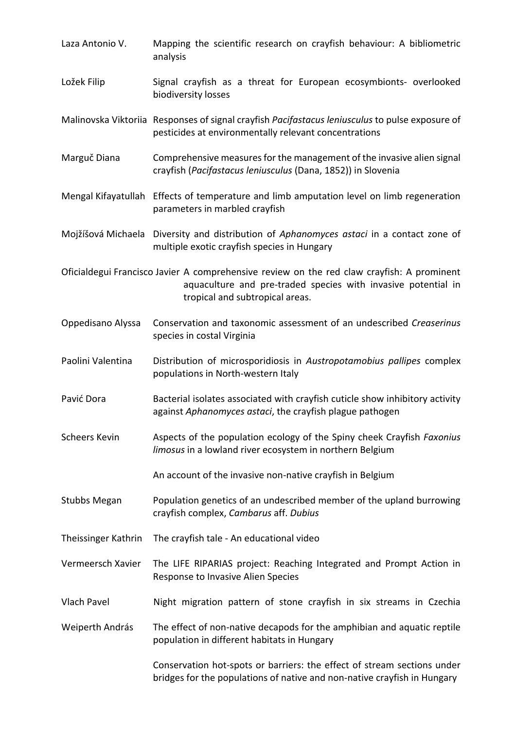| | |
|---|---|
| Laza Antonio V. | Mapping the scientific research on crayfish behaviour: A bibliometric analysis |
| Ložek Filip | Signal crayfish as a threat for European ecosymbionts- overlooked biodiversity losses |
| Malinovska Viktoriia | Responses of signal crayfish *Pacifastacus leniusculus* to pulse exposure of pesticides at environmentally relevant concentrations |
| Marguč Diana | Comprehensive measures for the management of the invasive alien signal crayfish (*Pacifastacus leniusculus* (Dana, 1852)) in Slovenia |
| Mengal Kifayatullah | Effects of temperature and limb amputation level on limb regeneration parameters in marbled crayfish |
| Mojžíšová Michaela | Diversity and distribution of *Aphanomyces astaci* in a contact zone of multiple exotic crayfish species in Hungary |
| Oficialdegui Francisco Javier | A comprehensive review on the red claw crayfish: A prominent aquaculture and pre-traded species with invasive potential in tropical and subtropical areas. |
| Oppedisano Alyssa | Conservation and taxonomic assessment of an undescribed *Creaserinus* species in costal Virginia |
| Paolini Valentina | Distribution of microsporidiosis in *Austropotamobius pallipes* complex populations in North-western Italy |
| Pavić Dora | Bacterial isolates associated with crayfish cuticle show inhibitory activity against *Aphanomyces astaci*, the crayfish plague pathogen |
| Scheers Kevin | Aspects of the population ecology of the Spiny cheek Crayfish *Faxonius limosus* in a lowland river ecosystem in northern Belgium |
| | An account of the invasive non-native crayfish in Belgium |
| Stubbs Megan | Population genetics of an undescribed member of the upland burrowing crayfish complex, *Cambarus* aff. *Dubius* |
| Theissinger Kathrin | The crayfish tale - An educational video |
| Vermeersch Xavier | The LIFE RIPARIAS project: Reaching Integrated and Prompt Action in Response to Invasive Alien Species |
| Vlach Pavel | Night migration pattern of stone crayfish in six streams in Czechia |
| Weiperth András | The effect of non-native decapods for the amphibian and aquatic reptile population in different habitats in Hungary |
| | Conservation hot-spots or barriers: the effect of stream sections under bridges for the populations of native and non-native crayfish in Hungary |